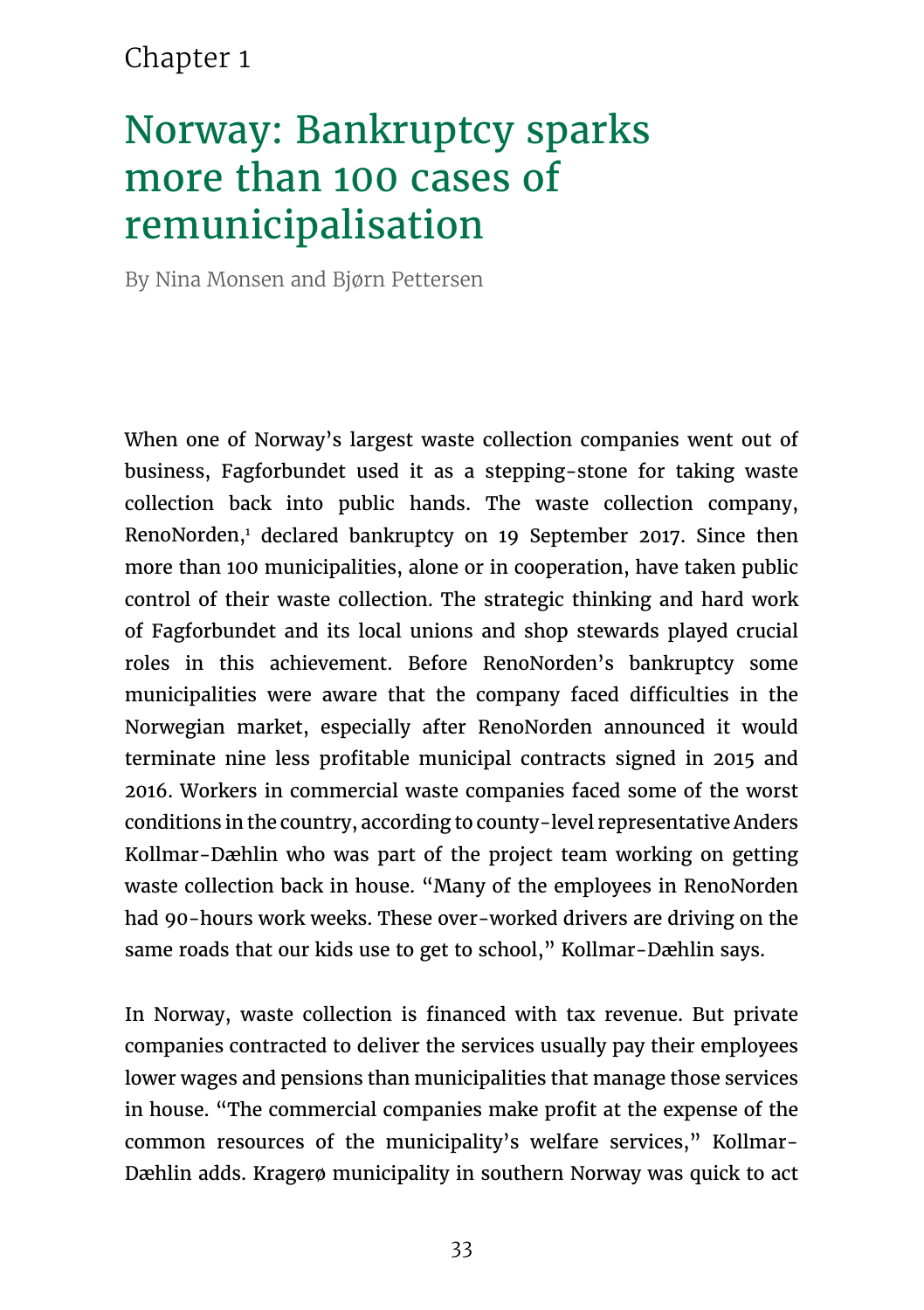Chapter 1

# Norway: Bankruptcy sparks more than 100 cases of remunicipalisation

By Nina Monsen and Bjørn Pettersen

When one of Norway's largest waste collection companies went out of business, Fagforbundet used it as a stepping-stone for taking waste collection back into public hands. The waste collection company, RenoNorden,[1] declared bankruptcy on 19 September 2017. Since then more than 100 municipalities, alone or in cooperation, have taken public control of their waste collection. The strategic thinking and hard work of Fagforbundet and its local unions and shop stewards played crucial roles in this achievement. Before RenoNorden's bankruptcy some municipalities were aware that the company faced difficulties in the Norwegian market, especially after RenoNorden announced it would terminate nine less profitable municipal contracts signed in 2015 and 2016. Workers in commercial waste companies faced some of the worst conditions in the country, according to county-level representative Anders Kollmar-Dæhlin who was part of the project team working on getting waste collection back in house. "Many of the employees in RenoNorden had 90-hours work weeks. These over-worked drivers are driving on the same roads that our kids use to get to school," Kollmar-Dæhlin says.

In Norway, waste collection is financed with tax revenue. But private companies contracted to deliver the services usually pay their employees lower wages and pensions than municipalities that manage those services in house. "The commercial companies make profit at the expense of the common resources of the municipality's welfare services," Kollmar-Dæhlin adds. Kragerø municipality in southern Norway was quick to act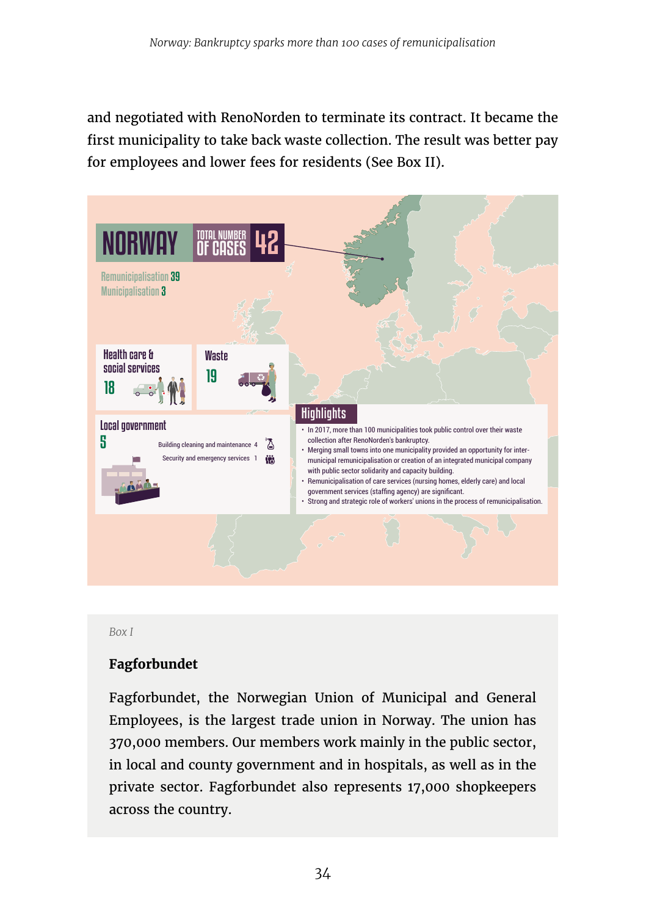and negotiated with RenoNorden to terminate its contract. It became the first municipality to take back waste collection. The result was better pay for employees and lower fees for residents (See Box II).

## NORWAY

**TOTAL NUMBER OF CASES 42**

Remunicipalisation 39
Municipalisation 3

**Health care & social services** 18

**Waste** 19

**Local government** 5

- Building cleaning and maintenance 4
- Security and emergency services 1

**Highlights**

- In 2017, more than 100 municipalities took public control over their waste collection after RenoNorden's bankruptcy.
- Merging small towns into one municipality provided an opportunity for inter-municipal remunicipalisation or creation of an integrated municipal company with public sector solidarity and capacity building.
- Remunicipalisation of care services (nursing homes, elderly care) and local government services (staffing agency) are significant.
- Strong and strategic role of workers' unions in the process of remunicipalisation.

*Box I*

### Fagforbundet

Fagforbundet, the Norwegian Union of Municipal and General Employees, is the largest trade union in Norway. The union has 370,000 members. Our members work mainly in the public sector, in local and county government and in hospitals, as well as in the private sector. Fagforbundet also represents 17,000 shopkeepers across the country.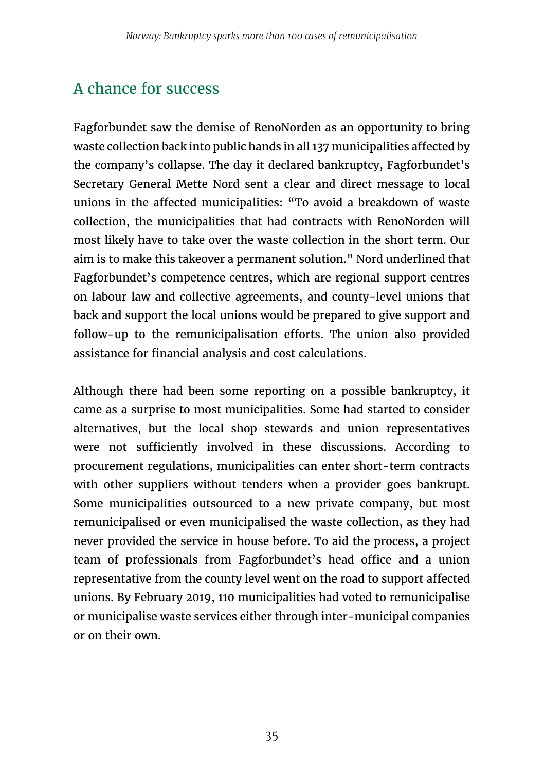## A chance for success

Fagforbundet saw the demise of RenoNorden as an opportunity to bring waste collection back into public hands in all 137 municipalities affected by the company's collapse. The day it declared bankruptcy, Fagforbundet's Secretary General Mette Nord sent a clear and direct message to local unions in the affected municipalities: "To avoid a breakdown of waste collection, the municipalities that had contracts with RenoNorden will most likely have to take over the waste collection in the short term. Our aim is to make this takeover a permanent solution." Nord underlined that Fagforbundet's competence centres, which are regional support centres on labour law and collective agreements, and county-level unions that back and support the local unions would be prepared to give support and follow-up to the remunicipalisation efforts. The union also provided assistance for financial analysis and cost calculations.

Although there had been some reporting on a possible bankruptcy, it came as a surprise to most municipalities. Some had started to consider alternatives, but the local shop stewards and union representatives were not sufficiently involved in these discussions. According to procurement regulations, municipalities can enter short-term contracts with other suppliers without tenders when a provider goes bankrupt. Some municipalities outsourced to a new private company, but most remunicipalised or even municipalised the waste collection, as they had never provided the service in house before. To aid the process, a project team of professionals from Fagforbundet's head office and a union representative from the county level went on the road to support affected unions. By February 2019, 110 municipalities had voted to remunicipalise or municipalise waste services either through inter-municipal companies or on their own.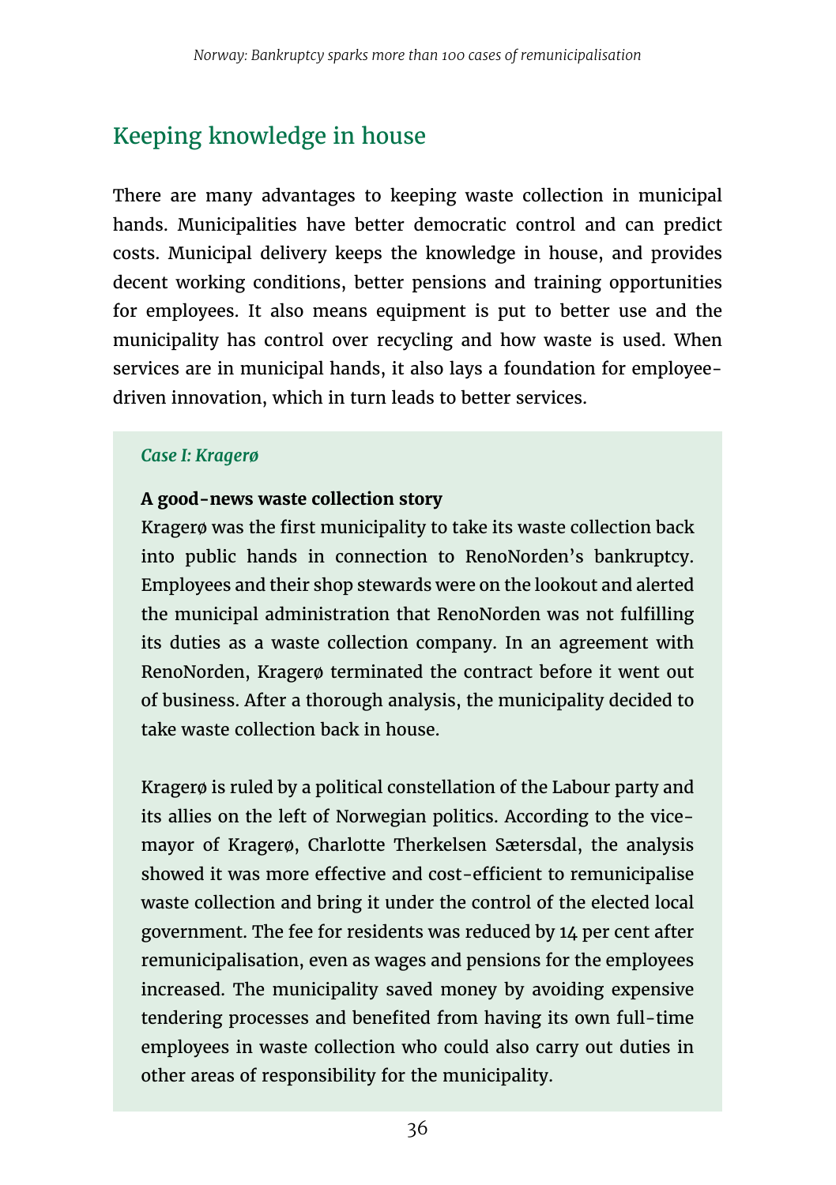## Keeping knowledge in house

There are many advantages to keeping waste collection in municipal hands. Municipalities have better democratic control and can predict costs. Municipal delivery keeps the knowledge in house, and provides decent working conditions, better pensions and training opportunities for employees. It also means equipment is put to better use and the municipality has control over recycling and how waste is used. When services are in municipal hands, it also lays a foundation for employee-driven innovation, which in turn leads to better services.

*Case I: Kragerø*

**A good-news waste collection story**

Kragerø was the first municipality to take its waste collection back into public hands in connection to RenoNorden's bankruptcy. Employees and their shop stewards were on the lookout and alerted the municipal administration that RenoNorden was not fulfilling its duties as a waste collection company. In an agreement with RenoNorden, Kragerø terminated the contract before it went out of business. After a thorough analysis, the municipality decided to take waste collection back in house.

Kragerø is ruled by a political constellation of the Labour party and its allies on the left of Norwegian politics. According to the vice-mayor of Kragerø, Charlotte Therkelsen Sætersdal, the analysis showed it was more effective and cost-efficient to remunicipalise waste collection and bring it under the control of the elected local government. The fee for residents was reduced by 14 per cent after remunicipalisation, even as wages and pensions for the employees increased. The municipality saved money by avoiding expensive tendering processes and benefited from having its own full-time employees in waste collection who could also carry out duties in other areas of responsibility for the municipality.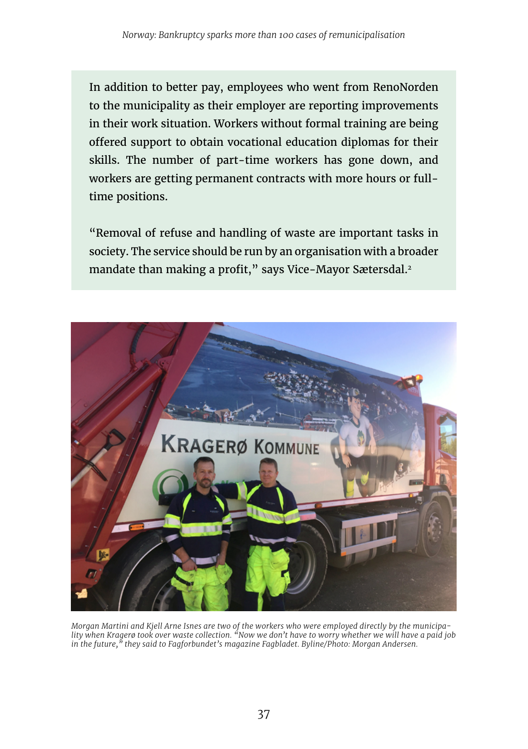In addition to better pay, employees who went from RenoNorden to the municipality as their employer are reporting improvements in their work situation. Workers without formal training are being offered support to obtain vocational education diplomas for their skills. The number of part-time workers has gone down, and workers are getting permanent contracts with more hours or full-time positions.

"Removal of refuse and handling of waste are important tasks in society. The service should be run by an organisation with a broader mandate than making a profit," says Vice-Mayor Sætersdal.[2]

*Morgan Martini and Kjell Arne Isnes are two of the workers who were employed directly by the municipality when Kragerø took over waste collection. "Now we don't have to worry whether we will have a paid job in the future," they said to Fagforbundet's magazine Fagbladet. Byline/Photo: Morgan Andersen.*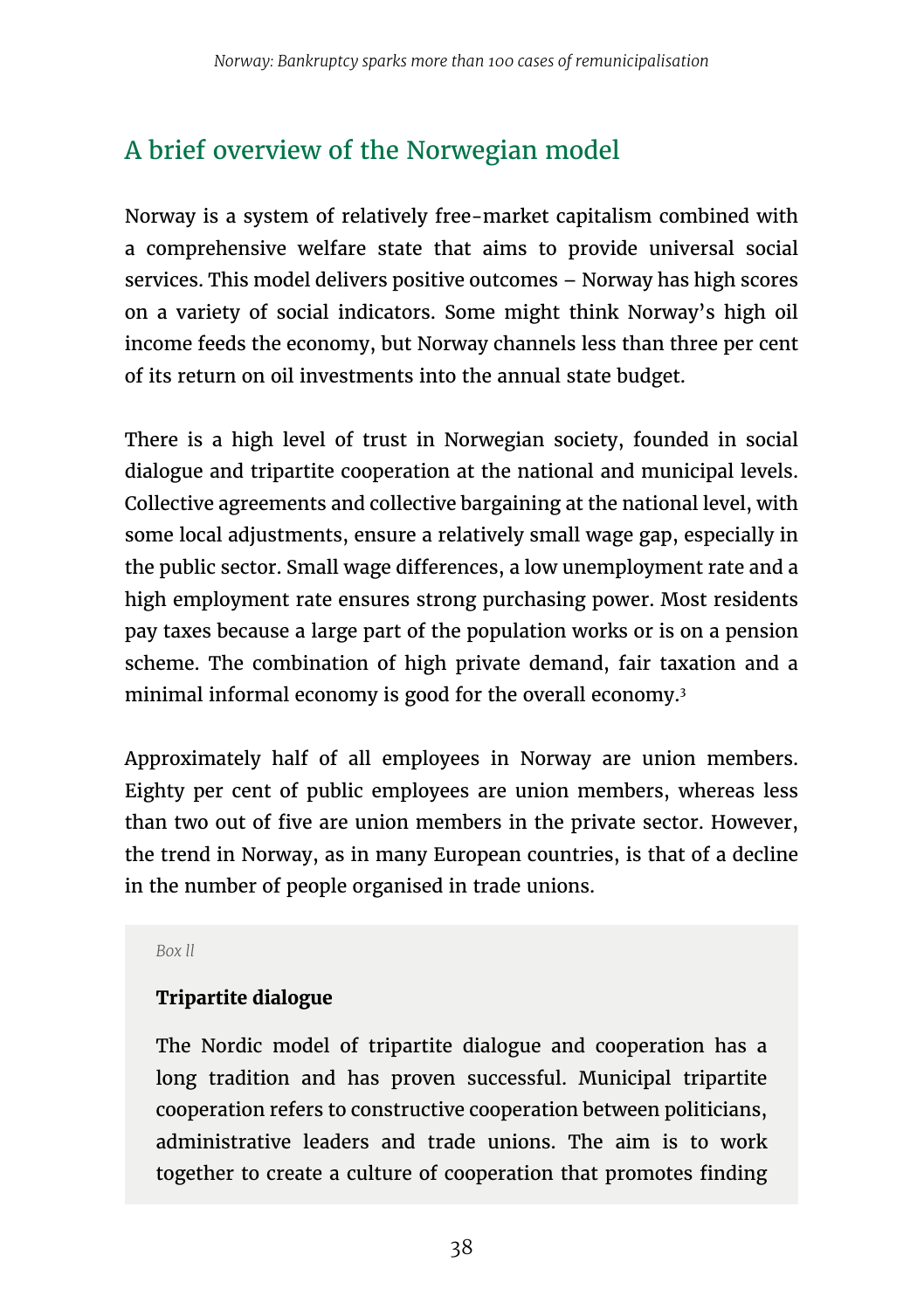## A brief overview of the Norwegian model

Norway is a system of relatively free-market capitalism combined with a comprehensive welfare state that aims to provide universal social services. This model delivers positive outcomes – Norway has high scores on a variety of social indicators. Some might think Norway's high oil income feeds the economy, but Norway channels less than three per cent of its return on oil investments into the annual state budget.

There is a high level of trust in Norwegian society, founded in social dialogue and tripartite cooperation at the national and municipal levels. Collective agreements and collective bargaining at the national level, with some local adjustments, ensure a relatively small wage gap, especially in the public sector. Small wage differences, a low unemployment rate and a high employment rate ensures strong purchasing power. Most residents pay taxes because a large part of the population works or is on a pension scheme. The combination of high private demand, fair taxation and a minimal informal economy is good for the overall economy.[3]

Approximately half of all employees in Norway are union members. Eighty per cent of public employees are union members, whereas less than two out of five are union members in the private sector. However, the trend in Norway, as in many European countries, is that of a decline in the number of people organised in trade unions.

*Box ll*

**Tripartite dialogue**

The Nordic model of tripartite dialogue and cooperation has a long tradition and has proven successful. Municipal tripartite cooperation refers to constructive cooperation between politicians, administrative leaders and trade unions. The aim is to work together to create a culture of cooperation that promotes finding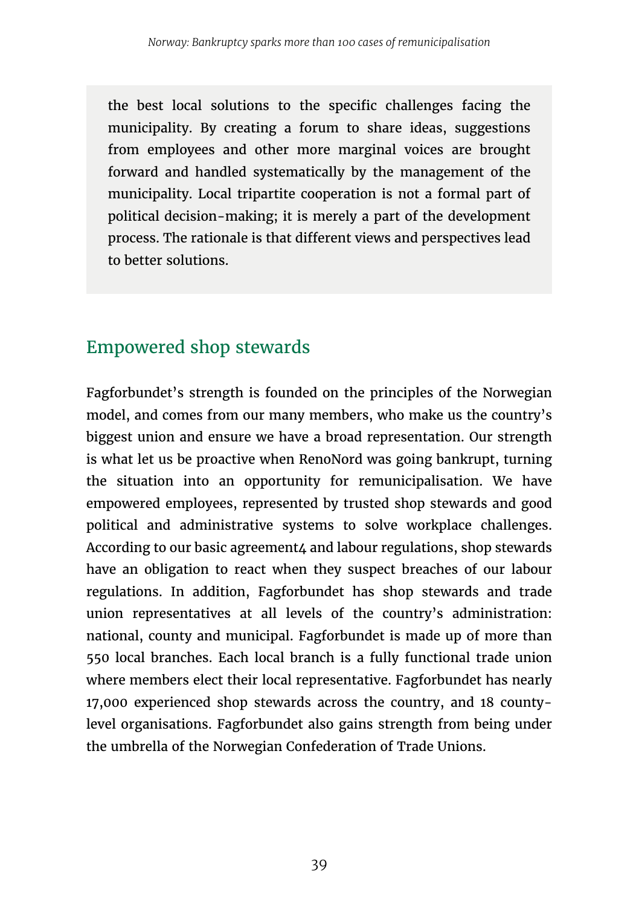the best local solutions to the specific challenges facing the municipality. By creating a forum to share ideas, suggestions from employees and other more marginal voices are brought forward and handled systematically by the management of the municipality. Local tripartite cooperation is not a formal part of political decision-making; it is merely a part of the development process. The rationale is that different views and perspectives lead to better solutions.

## Empowered shop stewards

Fagforbundet's strength is founded on the principles of the Norwegian model, and comes from our many members, who make us the country's biggest union and ensure we have a broad representation. Our strength is what let us be proactive when RenoNord was going bankrupt, turning the situation into an opportunity for remunicipalisation. We have empowered employees, represented by trusted shop stewards and good political and administrative systems to solve workplace challenges. According to our basic agreement[4] and labour regulations, shop stewards have an obligation to react when they suspect breaches of our labour regulations. In addition, Fagforbundet has shop stewards and trade union representatives at all levels of the country's administration: national, county and municipal. Fagforbundet is made up of more than 550 local branches. Each local branch is a fully functional trade union where members elect their local representative. Fagforbundet has nearly 17,000 experienced shop stewards across the country, and 18 county-level organisations. Fagforbundet also gains strength from being under the umbrella of the Norwegian Confederation of Trade Unions.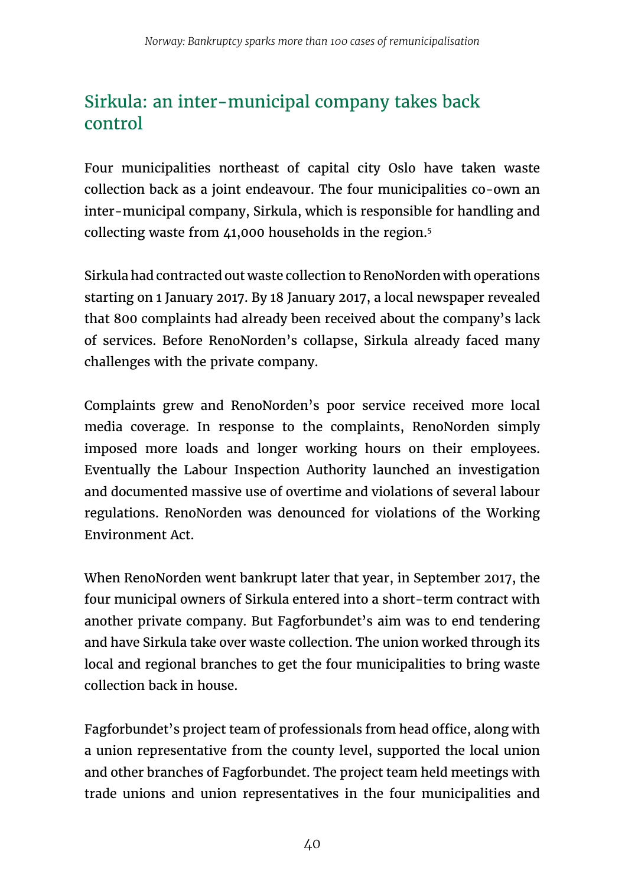## Sirkula: an inter-municipal company takes back control

Four municipalities northeast of capital city Oslo have taken waste collection back as a joint endeavour. The four municipalities co-own an inter-municipal company, Sirkula, which is responsible for handling and collecting waste from 41,000 households in the region.[5]

Sirkula had contracted out waste collection to RenoNorden with operations starting on 1 January 2017. By 18 January 2017, a local newspaper revealed that 800 complaints had already been received about the company's lack of services. Before RenoNorden's collapse, Sirkula already faced many challenges with the private company.

Complaints grew and RenoNorden's poor service received more local media coverage. In response to the complaints, RenoNorden simply imposed more loads and longer working hours on their employees. Eventually the Labour Inspection Authority launched an investigation and documented massive use of overtime and violations of several labour regulations. RenoNorden was denounced for violations of the Working Environment Act.

When RenoNorden went bankrupt later that year, in September 2017, the four municipal owners of Sirkula entered into a short-term contract with another private company. But Fagforbundet's aim was to end tendering and have Sirkula take over waste collection. The union worked through its local and regional branches to get the four municipalities to bring waste collection back in house.

Fagforbundet's project team of professionals from head office, along with a union representative from the county level, supported the local union and other branches of Fagforbundet. The project team held meetings with trade unions and union representatives in the four municipalities and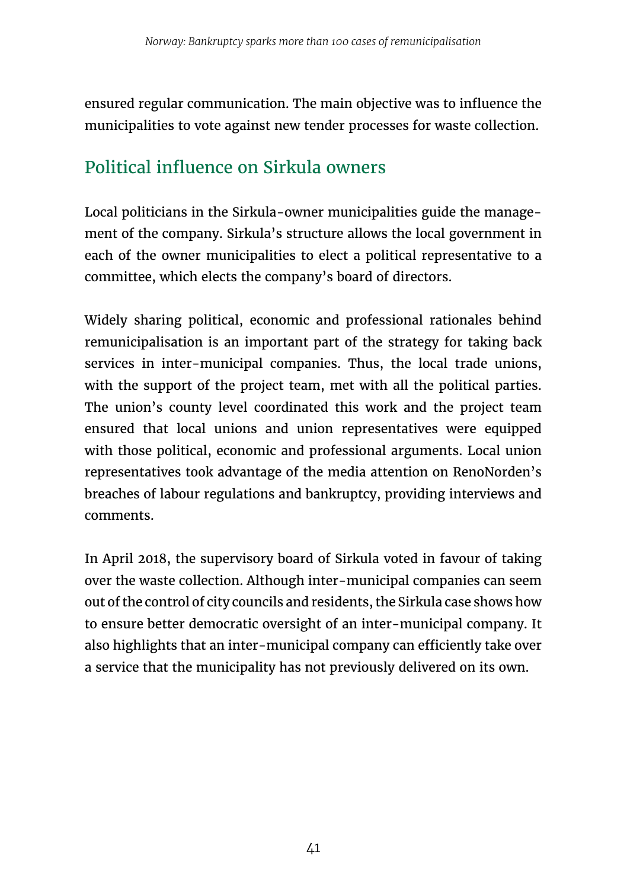ensured regular communication. The main objective was to influence the municipalities to vote against new tender processes for waste collection.

## Political influence on Sirkula owners

Local politicians in the Sirkula-owner municipalities guide the management of the company. Sirkula's structure allows the local government in each of the owner municipalities to elect a political representative to a committee, which elects the company's board of directors.

Widely sharing political, economic and professional rationales behind remunicipalisation is an important part of the strategy for taking back services in inter-municipal companies. Thus, the local trade unions, with the support of the project team, met with all the political parties. The union's county level coordinated this work and the project team ensured that local unions and union representatives were equipped with those political, economic and professional arguments. Local union representatives took advantage of the media attention on RenoNorden's breaches of labour regulations and bankruptcy, providing interviews and comments.

In April 2018, the supervisory board of Sirkula voted in favour of taking over the waste collection. Although inter-municipal companies can seem out of the control of city councils and residents, the Sirkula case shows how to ensure better democratic oversight of an inter-municipal company. It also highlights that an inter-municipal company can efficiently take over a service that the municipality has not previously delivered on its own.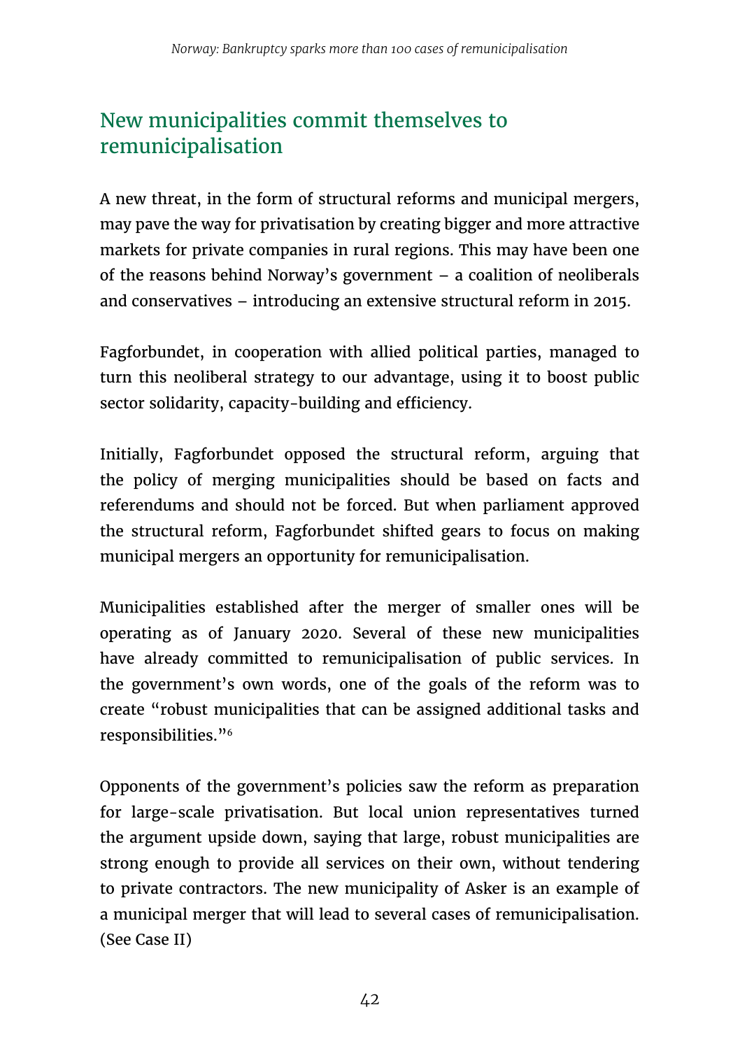## New municipalities commit themselves to remunicipalisation

A new threat, in the form of structural reforms and municipal mergers, may pave the way for privatisation by creating bigger and more attractive markets for private companies in rural regions. This may have been one of the reasons behind Norway's government – a coalition of neoliberals and conservatives – introducing an extensive structural reform in 2015.

Fagforbundet, in cooperation with allied political parties, managed to turn this neoliberal strategy to our advantage, using it to boost public sector solidarity, capacity-building and efficiency.

Initially, Fagforbundet opposed the structural reform, arguing that the policy of merging municipalities should be based on facts and referendums and should not be forced. But when parliament approved the structural reform, Fagforbundet shifted gears to focus on making municipal mergers an opportunity for remunicipalisation.

Municipalities established after the merger of smaller ones will be operating as of January 2020. Several of these new municipalities have already committed to remunicipalisation of public services. In the government's own words, one of the goals of the reform was to create "robust municipalities that can be assigned additional tasks and responsibilities."[6]

Opponents of the government's policies saw the reform as preparation for large-scale privatisation. But local union representatives turned the argument upside down, saying that large, robust municipalities are strong enough to provide all services on their own, without tendering to private contractors. The new municipality of Asker is an example of a municipal merger that will lead to several cases of remunicipalisation. (See Case II)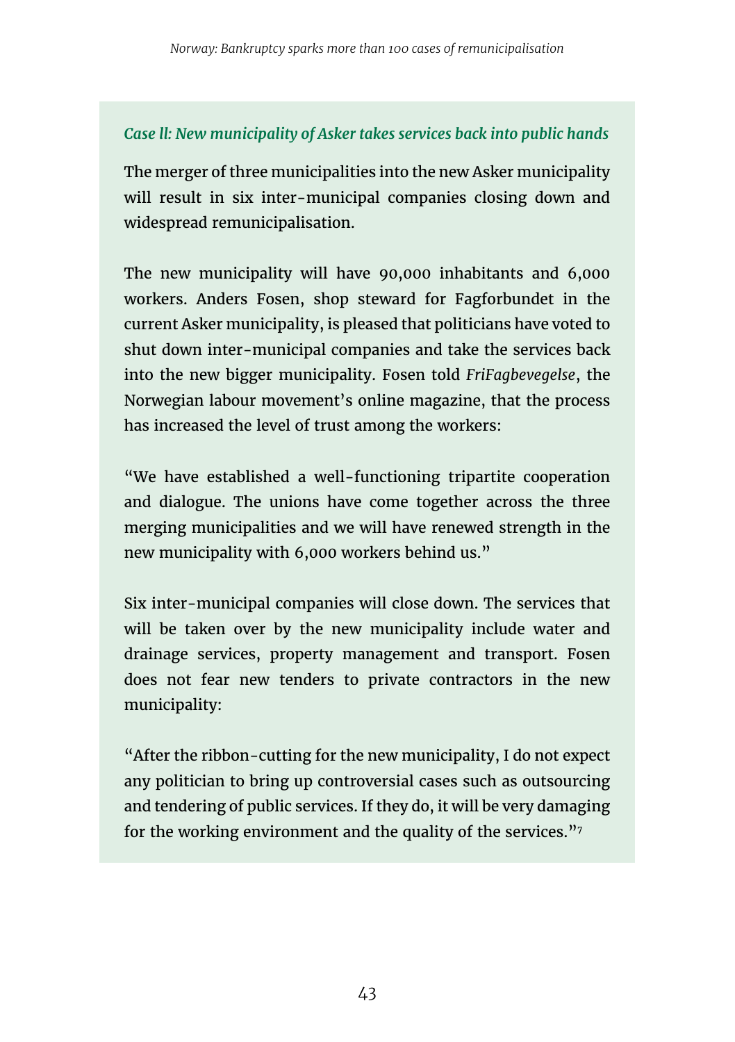*Case ll: New municipality of Asker takes services back into public hands*

The merger of three municipalities into the new Asker municipality will result in six inter-municipal companies closing down and widespread remunicipalisation.

The new municipality will have 90,000 inhabitants and 6,000 workers. Anders Fosen, shop steward for Fagforbundet in the current Asker municipality, is pleased that politicians have voted to shut down inter-municipal companies and take the services back into the new bigger municipality. Fosen told *FriFagbevegelse*, the Norwegian labour movement's online magazine, that the process has increased the level of trust among the workers:

"We have established a well-functioning tripartite cooperation and dialogue. The unions have come together across the three merging municipalities and we will have renewed strength in the new municipality with 6,000 workers behind us."

Six inter-municipal companies will close down. The services that will be taken over by the new municipality include water and drainage services, property management and transport. Fosen does not fear new tenders to private contractors in the new municipality:

"After the ribbon-cutting for the new municipality, I do not expect any politician to bring up controversial cases such as outsourcing and tendering of public services. If they do, it will be very damaging for the working environment and the quality of the services."[7]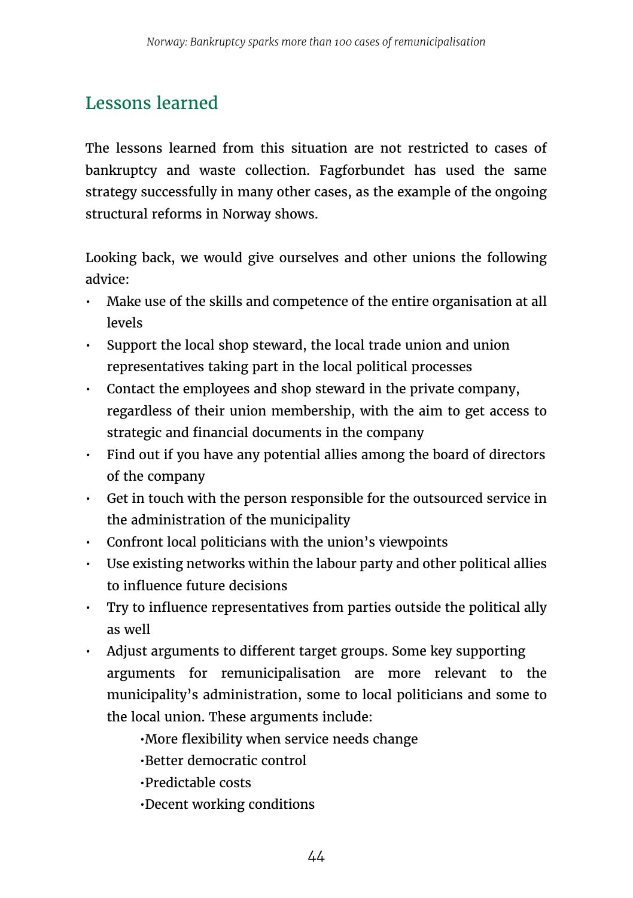## Lessons learned

The lessons learned from this situation are not restricted to cases of bankruptcy and waste collection. Fagforbundet has used the same strategy successfully in many other cases, as the example of the ongoing structural reforms in Norway shows.

Looking back, we would give ourselves and other unions the following advice:

- Make use of the skills and competence of the entire organisation at all levels
- Support the local shop steward, the local trade union and union representatives taking part in the local political processes
- Contact the employees and shop steward in the private company, regardless of their union membership, with the aim to get access to strategic and financial documents in the company
- Find out if you have any potential allies among the board of directors of the company
- Get in touch with the person responsible for the outsourced service in the administration of the municipality
- Confront local politicians with the union's viewpoints
- Use existing networks within the labour party and other political allies to influence future decisions
- Try to influence representatives from parties outside the political ally as well
- Adjust arguments to different target groups. Some key supporting arguments for remunicipalisation are more relevant to the municipality's administration, some to local politicians and some to the local union. These arguments include:
    - More flexibility when service needs change
    - Better democratic control
    - Predictable costs
    - Decent working conditions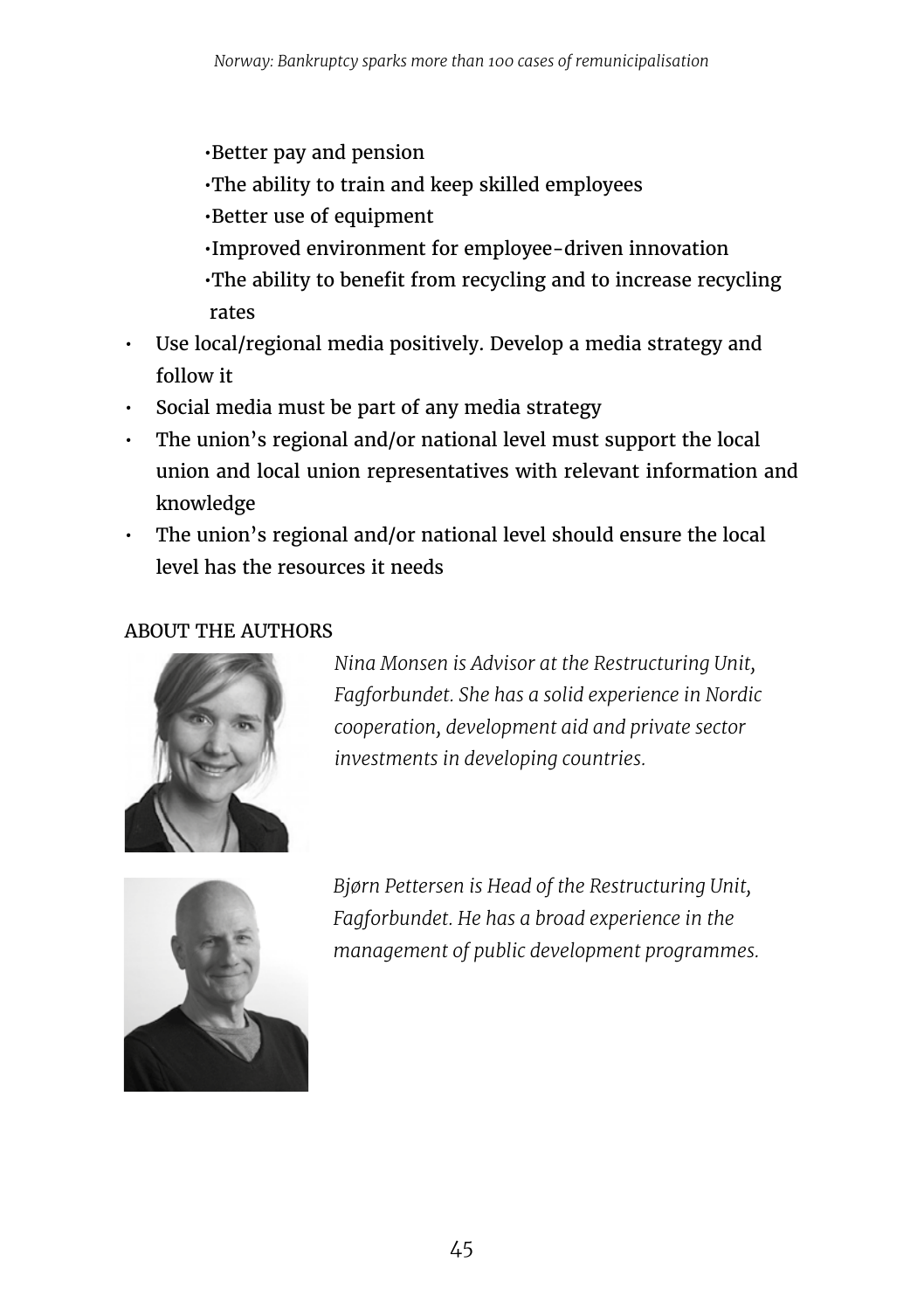- Better pay and pension
- The ability to train and keep skilled employees
- Better use of equipment
- Improved environment for employee-driven innovation
- The ability to benefit from recycling and to increase recycling rates

- Use local/regional media positively. Develop a media strategy and follow it
- Social media must be part of any media strategy
- The union's regional and/or national level must support the local union and local union representatives with relevant information and knowledge
- The union's regional and/or national level should ensure the local level has the resources it needs

## ABOUT THE AUTHORS

*Nina Monsen is Advisor at the Restructuring Unit, Fagforbundet. She has a solid experience in Nordic cooperation, development aid and private sector investments in developing countries.*

*Bjørn Pettersen is Head of the Restructuring Unit, Fagforbundet. He has a broad experience in the management of public development programmes.*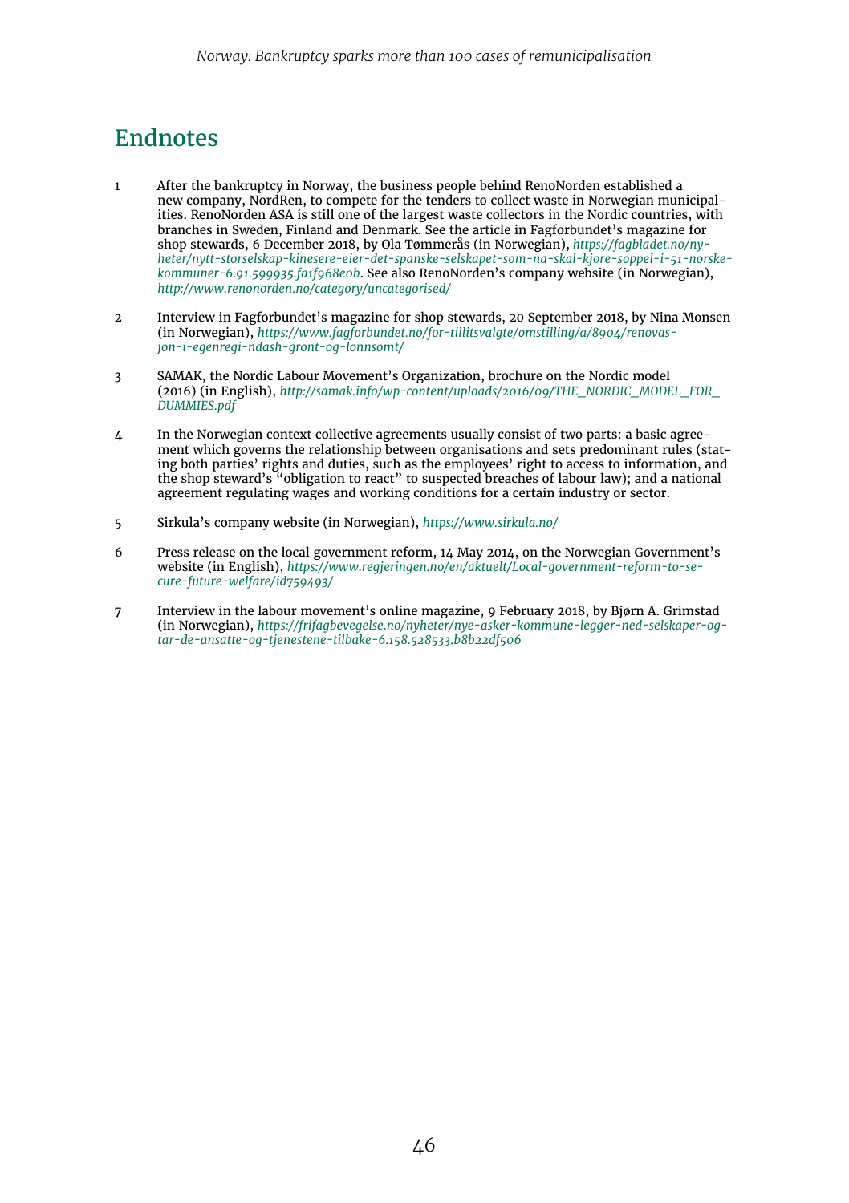## Endnotes

1. After the bankruptcy in Norway, the business people behind RenoNorden established a new company, NordRen, to compete for the tenders to collect waste in Norwegian municipalities. RenoNorden ASA is still one of the largest waste collectors in the Nordic countries, with branches in Sweden, Finland and Denmark. See the article in Fagforbundet's magazine for shop stewards, 6 December 2018, by Ola Tømmerås (in Norwegian), *https://fagbladet.no/nyheter/nytt-storselskap-kinesere-eier-det-spanske-selskapet-som-na-skal-kjore-soppel-i-51-norske-kommuner-6.91.599935.fa1f968e0b*. See also RenoNorden's company website (in Norwegian), *http://www.renonorden.no/category/uncategorised/*

2. Interview in Fagforbundet's magazine for shop stewards, 20 September 2018, by Nina Monsen (in Norwegian), *https://www.fagforbundet.no/for-tillitsvalgte/omstilling/a/8904/renovasjon-i-egenregi-ndash-gront-og-lonnsomt/*

3. SAMAK, the Nordic Labour Movement's Organization, brochure on the Nordic model (2016) (in English), *http://samak.info/wp-content/uploads/2016/09/THE_NORDIC_MODEL_FOR_DUMMIES.pdf*

4. In the Norwegian context collective agreements usually consist of two parts: a basic agreement which governs the relationship between organisations and sets predominant rules (stating both parties' rights and duties, such as the employees' right to access to information, and the shop steward's "obligation to react" to suspected breaches of labour law); and a national agreement regulating wages and working conditions for a certain industry or sector.

5. Sirkula's company website (in Norwegian), *https://www.sirkula.no/*

6. Press release on the local government reform, 14 May 2014, on the Norwegian Government's website (in English), *https://www.regjeringen.no/en/aktuelt/Local-government-reform-to-secure-future-welfare/id759493/*

7. Interview in the labour movement's online magazine, 9 February 2018, by Bjørn A. Grimstad (in Norwegian), *https://frifagbevegelse.no/nyheter/nye-asker-kommune-legger-ned-selskaper-og-tar-de-ansatte-og-tjenestene-tilbake-6.158.528533.b8b22df506*